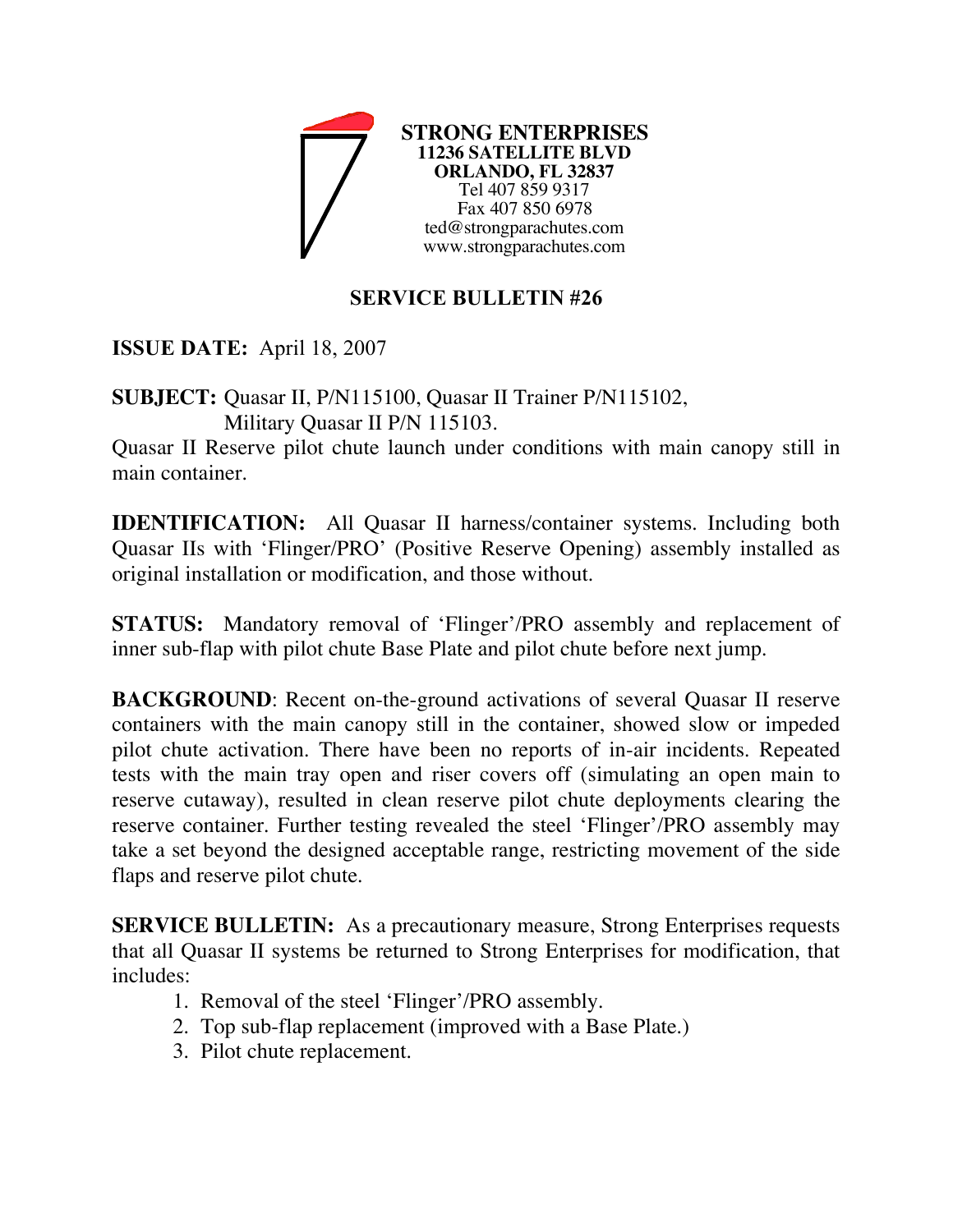**STRONG ENTERPRISES**
**11236 SATELLITE BLVD**
**ORLANDO, FL 32837**
Tel 407 859 9317
Fax 407 850 6978
ted@strongparachutes.com
www.strongparachutes.com

## SERVICE BULLETIN #26

**ISSUE DATE:** April 18, 2007

**SUBJECT:** Quasar II, P/N115100, Quasar II Trainer P/N115102, Military Quasar II P/N 115103.
Quasar II Reserve pilot chute launch under conditions with main canopy still in main container.

**IDENTIFICATION:** All Quasar II harness/container systems. Including both Quasar IIs with 'Flinger/PRO' (Positive Reserve Opening) assembly installed as original installation or modification, and those without.

**STATUS:** Mandatory removal of 'Flinger'/PRO assembly and replacement of inner sub-flap with pilot chute Base Plate and pilot chute before next jump.

**BACKGROUND**: Recent on-the-ground activations of several Quasar II reserve containers with the main canopy still in the container, showed slow or impeded pilot chute activation. There have been no reports of in-air incidents. Repeated tests with the main tray open and riser covers off (simulating an open main to reserve cutaway), resulted in clean reserve pilot chute deployments clearing the reserve container. Further testing revealed the steel 'Flinger'/PRO assembly may take a set beyond the designed acceptable range, restricting movement of the side flaps and reserve pilot chute.

**SERVICE BULLETIN:** As a precautionary measure, Strong Enterprises requests that all Quasar II systems be returned to Strong Enterprises for modification, that includes:

1. Removal of the steel 'Flinger'/PRO assembly.
2. Top sub-flap replacement (improved with a Base Plate.)
3. Pilot chute replacement.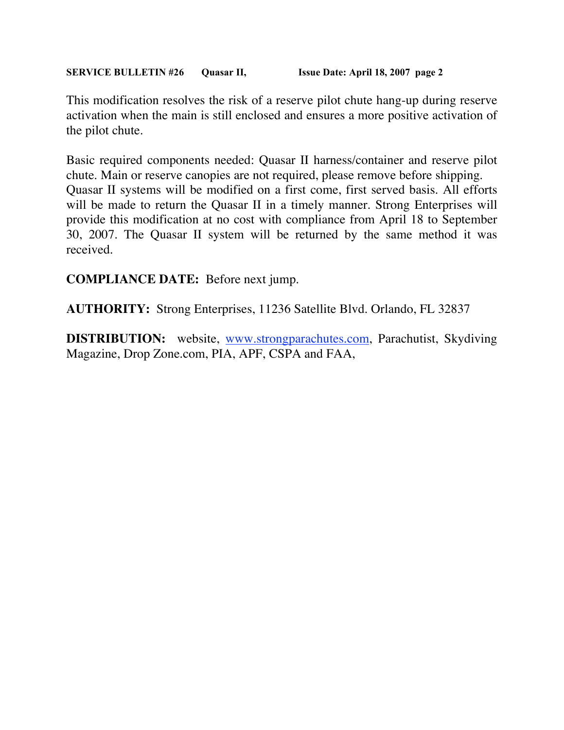This modification resolves the risk of a reserve pilot chute hang-up during reserve activation when the main is still enclosed and ensures a more positive activation of the pilot chute.

Basic required components needed: Quasar II harness/container and reserve pilot chute. Main or reserve canopies are not required, please remove before shipping. Quasar II systems will be modified on a first come, first served basis. All efforts will be made to return the Quasar II in a timely manner. Strong Enterprises will provide this modification at no cost with compliance from April 18 to September 30, 2007. The Quasar II system will be returned by the same method it was received.

**COMPLIANCE DATE:** Before next jump.

**AUTHORITY:** Strong Enterprises, 11236 Satellite Blvd. Orlando, FL 32837

**DISTRIBUTION:** website, www.strongparachutes.com, Parachutist, Skydiving Magazine, Drop Zone.com, PIA, APF, CSPA and FAA,